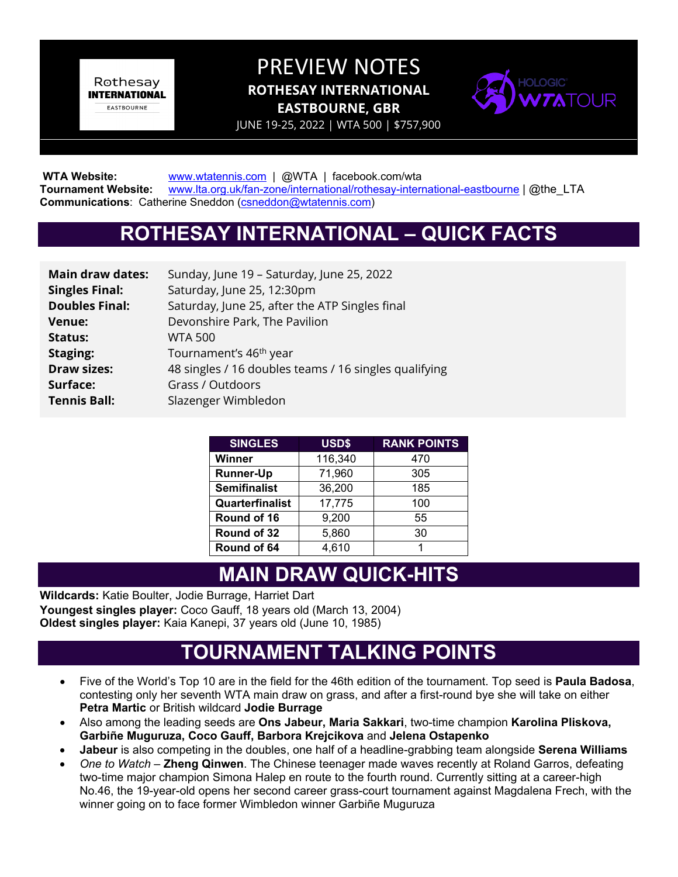# PREVIEW NOTES

**ROTHESAY INTERNATIONAL**
**EASTBOURNE, GBR**
JUNE 19-25, 2022 | WTA 500 | $757,900

**WTA Website:** www.wtatennis.com | @WTA | facebook.com/wta
**Tournament Website:** www.lta.org.uk/fan-zone/international/rothesay-international-eastbourne | @the_LTA
**Communications**: Catherine Sneddon (csneddon@wtatennis.com)

## ROTHESAY INTERNATIONAL – QUICK FACTS

| | |
|---|---|
| **Main draw dates:** | Sunday, June 19 – Saturday, June 25, 2022 |
| **Singles Final:** | Saturday, June 25, 12:30pm |
| **Doubles Final:** | Saturday, June 25, after the ATP Singles final |
| **Venue:** | Devonshire Park, The Pavilion |
| **Status:** | WTA 500 |
| **Staging:** | Tournament's 46th year |
| **Draw sizes:** | 48 singles / 16 doubles teams / 16 singles qualifying |
| **Surface:** | Grass / Outdoors |
| **Tennis Ball:** | Slazenger Wimbledon |

| SINGLES | USD$ | RANK POINTS |
|---|---|---|
| **Winner** | 116,340 | 470 |
| **Runner-Up** | 71,960 | 305 |
| **Semifinalist** | 36,200 | 185 |
| **Quarterfinalist** | 17,775 | 100 |
| **Round of 16** | 9,200 | 55 |
| **Round of 32** | 5,860 | 30 |
| **Round of 64** | 4,610 | 1 |

## MAIN DRAW QUICK-HITS

**Wildcards:** Katie Boulter, Jodie Burrage, Harriet Dart
**Youngest singles player:** Coco Gauff, 18 years old (March 13, 2004)
**Oldest singles player:** Kaia Kanepi, 37 years old (June 10, 1985)

## TOURNAMENT TALKING POINTS

- Five of the World's Top 10 are in the field for the 46th edition of the tournament. Top seed is **Paula Badosa**, contesting only her seventh WTA main draw on grass, and after a first-round bye she will take on either **Petra Martic** or British wildcard **Jodie Burrage**
- Also among the leading seeds are **Ons Jabeur, Maria Sakkari**, two-time champion **Karolina Pliskova, Garbiñe Muguruza, Coco Gauff, Barbora Krejcikova** and **Jelena Ostapenko**
- **Jabeur** is also competing in the doubles, one half of a headline-grabbing team alongside **Serena Williams**
- *One to Watch* – **Zheng Qinwen**. The Chinese teenager made waves recently at Roland Garros, defeating two-time major champion Simona Halep en route to the fourth round. Currently sitting at a career-high No.46, the 19-year-old opens her second career grass-court tournament against Magdalena Frech, with the winner going on to face former Wimbledon winner Garbiñe Muguruza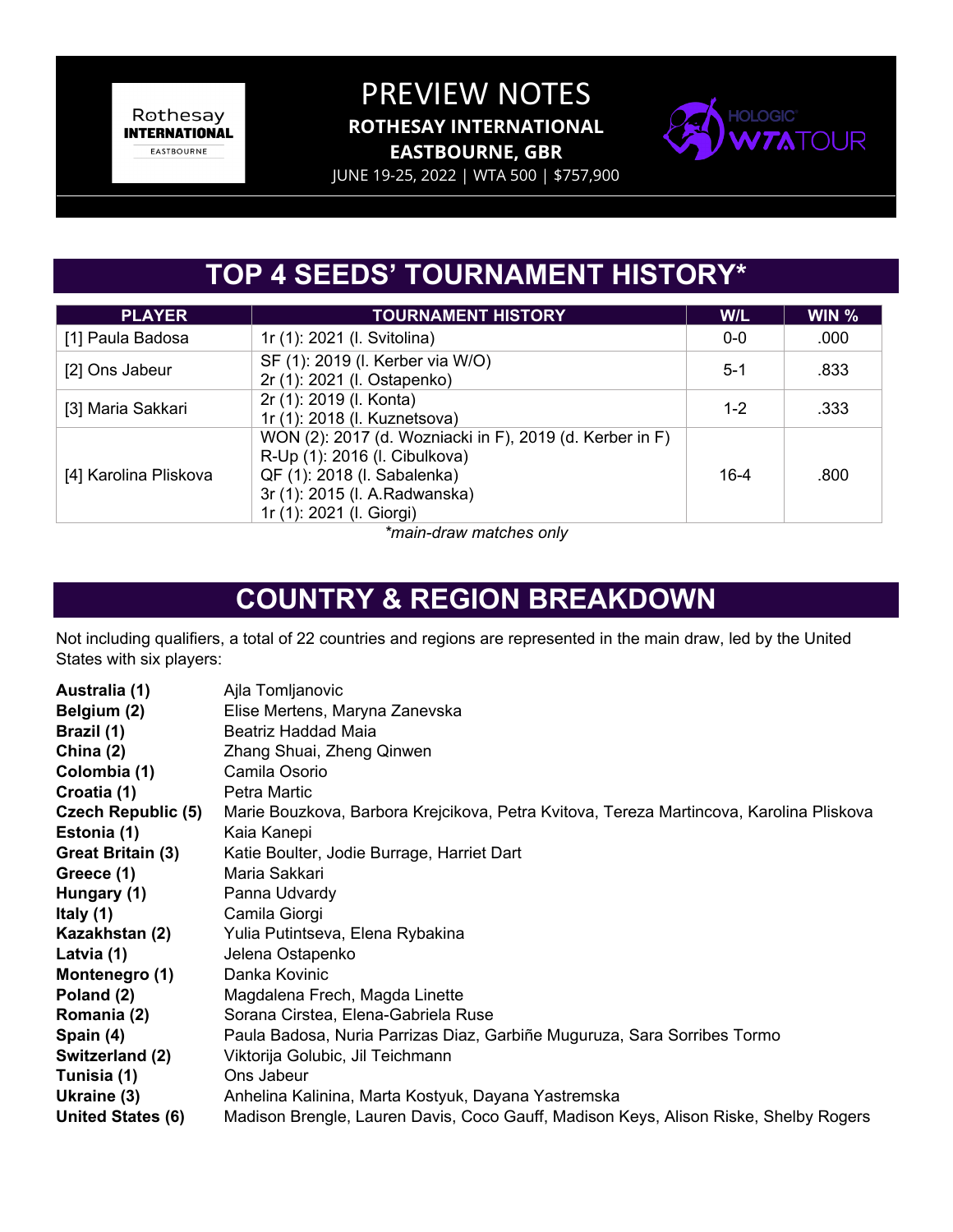# PREVIEW NOTES

**ROTHESAY INTERNATIONAL**

**EASTBOURNE, GBR**

JUNE 19-25, 2022 | WTA 500 | $757,900

## TOP 4 SEEDS' TOURNAMENT HISTORY*

| PLAYER | TOURNAMENT HISTORY | W/L | WIN % |
|---|---|---|---|
| [1] Paula Badosa | 1r (1): 2021 (l. Svitolina) | 0-0 | .000 |
| [2] Ons Jabeur | SF (1): 2019 (l. Kerber via W/O)<br>2r (1): 2021 (l. Ostapenko) | 5-1 | .833 |
| [3] Maria Sakkari | 2r (1): 2019 (l. Konta)<br>1r (1): 2018 (l. Kuznetsova) | 1-2 | .333 |
| [4] Karolina Pliskova | WON (2): 2017 (d. Wozniacki in F), 2019 (d. Kerber in F)<br>R-Up (1): 2016 (l. Cibulkova)<br>QF (1): 2018 (l. Sabalenka)<br>3r (1): 2015 (l. A.Radwanska)<br>1r (1): 2021 (l. Giorgi) | 16-4 | .800 |

*\*main-draw matches only*

## COUNTRY & REGION BREAKDOWN

Not including qualifiers, a total of 22 countries and regions are represented in the main draw, led by the United States with six players:

**Australia (1)** Ajla Tomljanovic
**Belgium (2)** Elise Mertens, Maryna Zanevska
**Brazil (1)** Beatriz Haddad Maia
**China (2)** Zhang Shuai, Zheng Qinwen
**Colombia (1)** Camila Osorio
**Croatia (1)** Petra Martic
**Czech Republic (5)** Marie Bouzkova, Barbora Krejcikova, Petra Kvitova, Tereza Martincova, Karolina Pliskova
**Estonia (1)** Kaia Kanepi
**Great Britain (3)** Katie Boulter, Jodie Burrage, Harriet Dart
**Greece (1)** Maria Sakkari
**Hungary (1)** Panna Udvardy
**Italy (1)** Camila Giorgi
**Kazakhstan (2)** Yulia Putintseva, Elena Rybakina
**Latvia (1)** Jelena Ostapenko
**Montenegro (1)** Danka Kovinic
**Poland (2)** Magdalena Frech, Magda Linette
**Romania (2)** Sorana Cirstea, Elena-Gabriela Ruse
**Spain (4)** Paula Badosa, Nuria Parrizas Diaz, Garbiñe Muguruza, Sara Sorribes Tormo
**Switzerland (2)** Viktorija Golubic, Jil Teichmann
**Tunisia (1)** Ons Jabeur
**Ukraine (3)** Anhelina Kalinina, Marta Kostyuk, Dayana Yastremska
**United States (6)** Madison Brengle, Lauren Davis, Coco Gauff, Madison Keys, Alison Riske, Shelby Rogers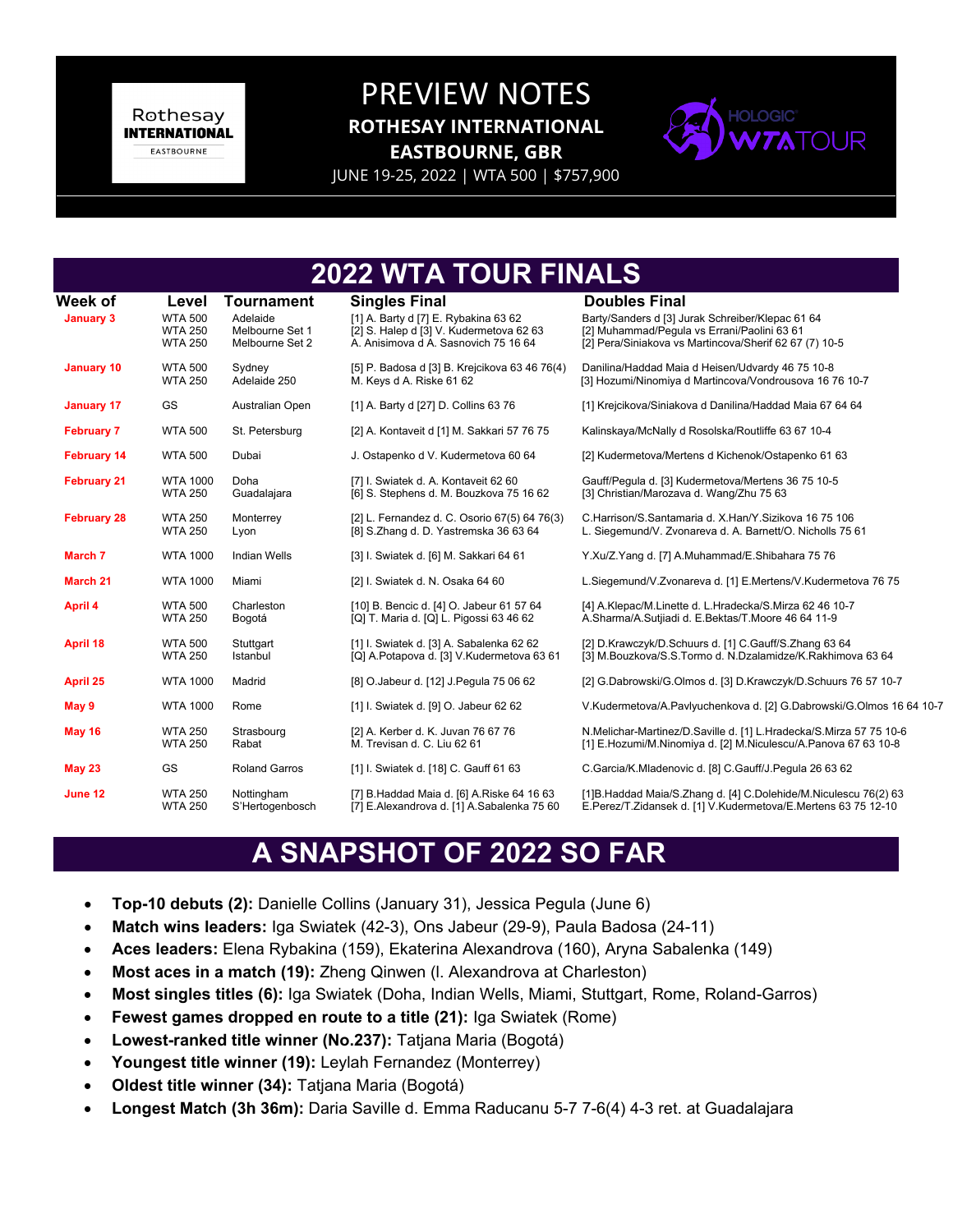# PREVIEW NOTES

**ROTHESAY INTERNATIONAL**

**EASTBOURNE, GBR**

JUNE 19-25, 2022 | WTA 500 | $757,900

## 2022 WTA TOUR FINALS

| Week of | Level | Tournament | Singles Final | Doubles Final |
|---|---|---|---|---|
| January 3 | WTA 500 | Adelaide | [1] A. Barty d [7] E. Rybakina 63 62 | Barty/Sanders d [3] Jurak Schreiber/Klepac 61 64 |
| | WTA 250 | Melbourne Set 1 | [2] S. Halep d [3] V. Kudermetova 62 63 | [2] Muhammad/Pegula vs Errani/Paolini 63 61 |
| | WTA 250 | Melbourne Set 2 | A. Anisimova d A. Sasnovich 75 16 64 | [2] Pera/Siniakova vs Martincova/Sherif 62 67 (7) 10-5 |
| January 10 | WTA 500 | Sydney | [5] P. Badosa d [3] B. Krejcikova 63 46 76(4) | Danilina/Haddad Maia d Heisen/Udvardy 46 75 10-8 |
| | WTA 250 | Adelaide 250 | M. Keys d A. Riske 61 62 | [3] Hozumi/Ninomiya d Martincova/Vondrousova 16 76 10-7 |
| January 17 | GS | Australian Open | [1] A. Barty d [27] D. Collins 63 76 | [1] Krejcikova/Siniakova d Danilina/Haddad Maia 67 64 64 |
| February 7 | WTA 500 | St. Petersburg | [2] A. Kontaveit d [1] M. Sakkari 57 76 75 | Kalinskaya/McNally d Rosolska/Routliffe 63 67 10-4 |
| February 14 | WTA 500 | Dubai | J. Ostapenko d V. Kudermetova 60 64 | [2] Kudermetova/Mertens d Kichenok/Ostapenko 61 63 |
| February 21 | WTA 1000 | Doha | [7] I. Swiatek d. A. Kontaveit 62 60 | Gauff/Pegula d. [3] Kudermetova/Mertens 36 75 10-5 |
| | WTA 250 | Guadalajara | [6] S. Stephens d. M. Bouzkova 75 16 62 | [3] Christian/Marozava d. Wang/Zhu 75 63 |
| February 28 | WTA 250 | Monterrey | [2] L. Fernandez d. C. Osorio 67(5) 64 76(3) | C.Harrison/S.Santamaria d. X.Han/Y.Sizikova 16 75 106 |
| | WTA 250 | Lyon | [8] S.Zhang d. D. Yastremska 36 63 64 | L. Siegemund/V. Zvonareva d. A. Barnett/O. Nicholls 75 61 |
| March 7 | WTA 1000 | Indian Wells | [3] I. Swiatek d. [6] M. Sakkari 64 61 | Y.Xu/Z.Yang d. [7] A.Muhammad/E.Shibahara 75 76 |
| March 21 | WTA 1000 | Miami | [2] I. Swiatek d. N. Osaka 64 60 | L.Siegemund/V.Zvonareva d. [1] E.Mertens/V.Kudermetova 76 75 |
| April 4 | WTA 500 | Charleston | [10] B. Bencic d. [4] O. Jabeur 61 57 64 | [4] A.Klepac/M.Linette d. L.Hradecka/S.Mirza 62 46 10-7 |
| | WTA 250 | Bogotá | [Q] T. Maria d. [Q] L. Pigossi 63 46 62 | A.Sharma/A.Sutjiadi d. E.Bektas/T.Moore 46 64 11-9 |
| April 18 | WTA 500 | Stuttgart | [1] I. Swiatek d. [3] A. Sabalenka 62 62 | [2] D.Krawczyk/D.Schuurs d. [1] C.Gauff/S.Zhang 63 64 |
| | WTA 250 | Istanbul | [Q] A.Potapova d. [3] V.Kudermetova 63 61 | [3] M.Bouzkova/S.S.Tormo d. N.Dzalamidze/K.Rakhimova 63 64 |
| April 25 | WTA 1000 | Madrid | [8] O.Jabeur d. [12] J.Pegula 75 06 62 | [2] G.Dabrowski/G.Olmos d. [3] D.Krawczyk/D.Schuurs 76 57 10-7 |
| May 9 | WTA 1000 | Rome | [1] I. Swiatek d. [9] O. Jabeur 62 62 | V.Kudermetova/A.Pavlyuchenkova d. [2] G.Dabrowski/G.Olmos 16 64 10-7 |
| May 16 | WTA 250 | Strasbourg | [2] A. Kerber d. K. Juvan 76 67 76 | N.Melichar-Martinez/D.Saville d. [1] L.Hradecka/S.Mirza 57 75 10-6 |
| | WTA 250 | Rabat | M. Trevisan d. C. Liu 62 61 | [1] E.Hozumi/M.Ninomiya d. [2] M.Niculescu/A.Panova 67 63 10-8 |
| May 23 | GS | Roland Garros | [1] I. Swiatek d. [18] C. Gauff 61 63 | C.Garcia/K.Mladenovic d. [8] C.Gauff/J.Pegula 26 63 62 |
| June 12 | WTA 250 | Nottingham | [7] B.Haddad Maia d. [6] A.Riske 64 16 63 | [1]B.Haddad Maia/S.Zhang d. [4] C.Dolehide/M.Niculescu 76(2) 63 |
| | WTA 250 | S'Hertogenbosch | [7] E.Alexandrova d. [1] A.Sabalenka 75 60 | E.Perez/T.Zidansek d. [1] V.Kudermetova/E.Mertens 63 75 12-10 |

## A SNAPSHOT OF 2022 SO FAR

- **Top-10 debuts (2):** Danielle Collins (January 31), Jessica Pegula (June 6)
- **Match wins leaders:** Iga Swiatek (42-3), Ons Jabeur (29-9), Paula Badosa (24-11)
- **Aces leaders:** Elena Rybakina (159), Ekaterina Alexandrova (160), Aryna Sabalenka (149)
- **Most aces in a match (19):** Zheng Qinwen (l. Alexandrova at Charleston)
- **Most singles titles (6):** Iga Swiatek (Doha, Indian Wells, Miami, Stuttgart, Rome, Roland-Garros)
- **Fewest games dropped en route to a title (21):** Iga Swiatek (Rome)
- **Lowest-ranked title winner (No.237):** Tatjana Maria (Bogotá)
- **Youngest title winner (19):** Leylah Fernandez (Monterrey)
- **Oldest title winner (34):** Tatjana Maria (Bogotá)
- **Longest Match (3h 36m):** Daria Saville d. Emma Raducanu 5-7 7-6(4) 4-3 ret. at Guadalajara